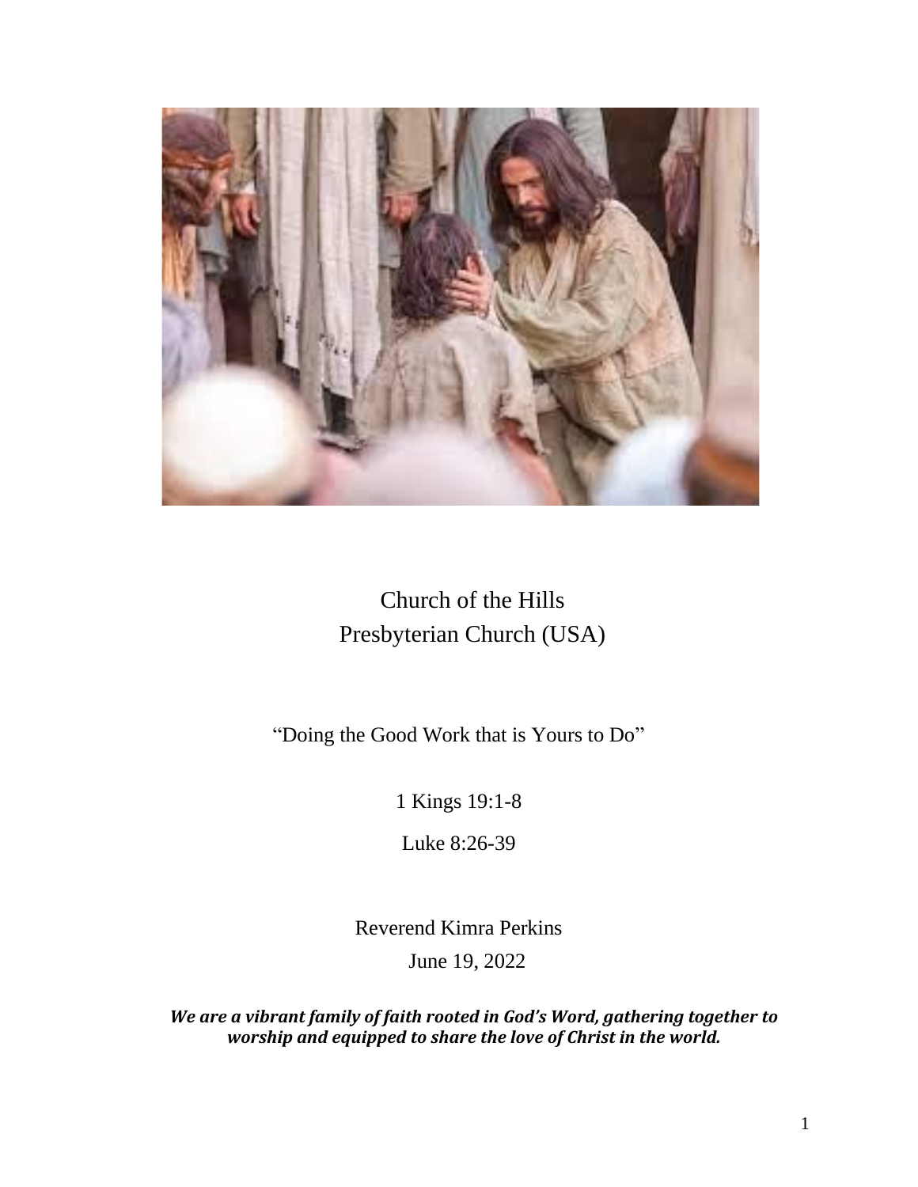# Church of the Hills
## Presbyterian Church (USA)

"Doing the Good Work that is Yours to Do"

1 Kings 19:1-8

Luke 8:26-39

Reverend Kimra Perkins

June 19, 2022

***We are a vibrant family of faith rooted in God's Word, gathering together to worship and equipped to share the love of Christ in the world.***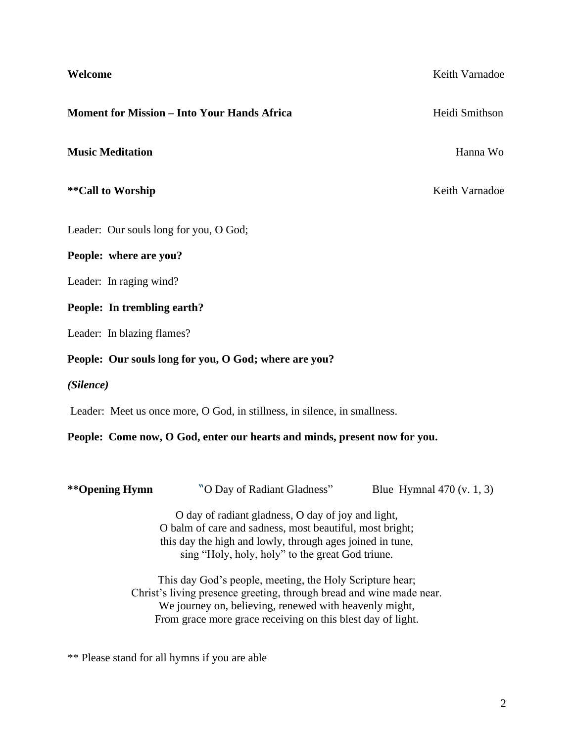**Welcome** Keith Varnadoe

**Moment for Mission – Into Your Hands Africa** Heidi Smithson

**Music Meditation** Hanna Wo

**\*\*Call to Worship** Keith Varnadoe

Leader: Our souls long for you, O God;

**People: where are you?**

Leader: In raging wind?

**People: In trembling earth?**

Leader: In blazing flames?

**People: Our souls long for you, O God; where are you?**

***(Silence)***

Leader: Meet us once more, O God, in stillness, in silence, in smallness.

**People: Come now, O God, enter our hearts and minds, present now for you.**

**\*\*Opening Hymn** "O Day of Radiant Gladness" Blue Hymnal 470 (v. 1, 3)

O day of radiant gladness, O day of joy and light,
O balm of care and sadness, most beautiful, most bright;
this day the high and lowly, through ages joined in tune,
sing "Holy, holy, holy" to the great God triune.

This day God's people, meeting, the Holy Scripture hear;
Christ's living presence greeting, through bread and wine made near.
We journey on, believing, renewed with heavenly might,
From grace more grace receiving on this blest day of light.

\*\* Please stand for all hymns if you are able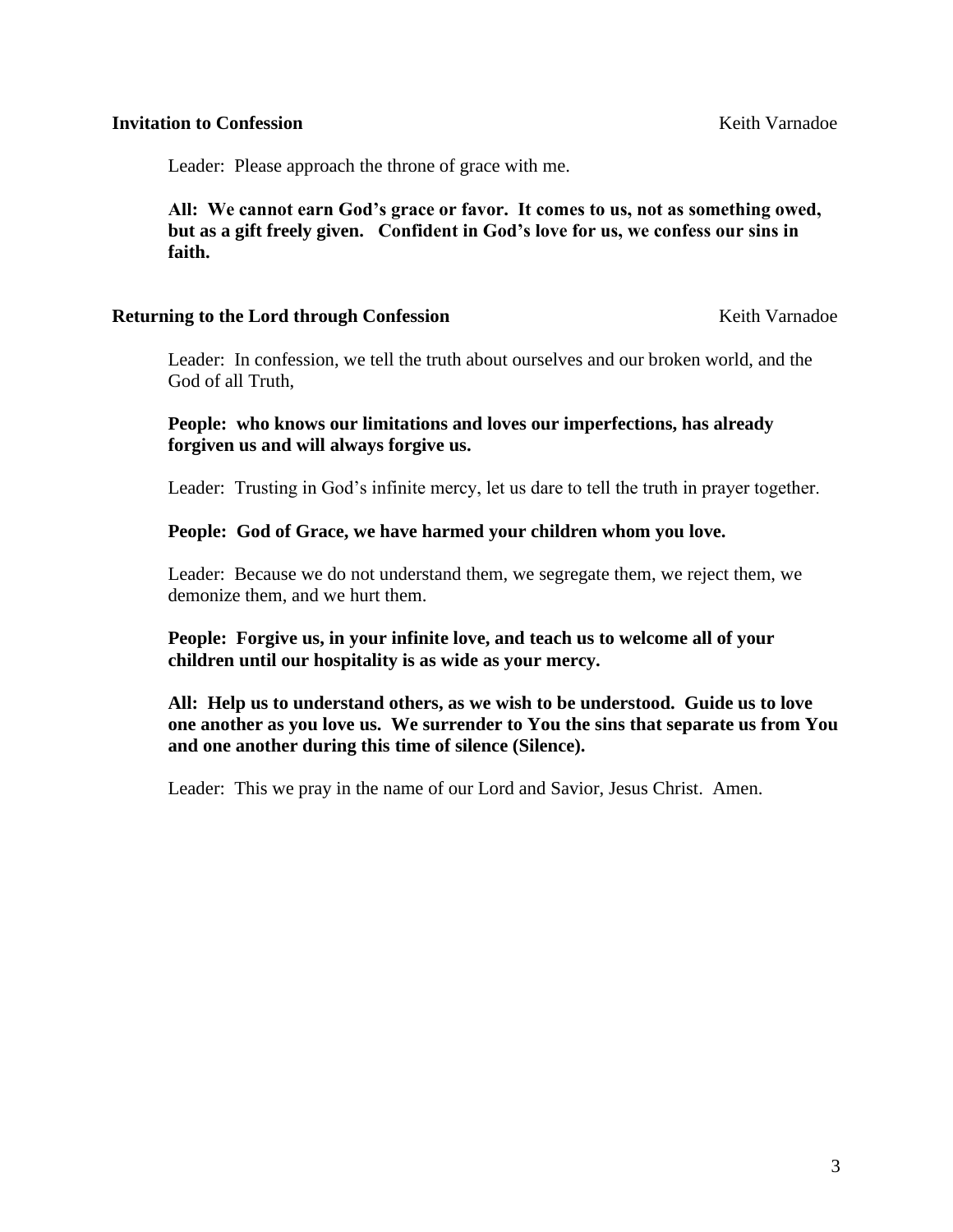**Invitation to Confession** Keith Varnadoe

Leader: Please approach the throne of grace with me.

**All: We cannot earn God's grace or favor. It comes to us, not as something owed, but as a gift freely given. Confident in God's love for us, we confess our sins in faith.**

**Returning to the Lord through Confession** Keith Varnadoe

Leader: In confession, we tell the truth about ourselves and our broken world, and the God of all Truth,

**People: who knows our limitations and loves our imperfections, has already forgiven us and will always forgive us.**

Leader: Trusting in God's infinite mercy, let us dare to tell the truth in prayer together.

**People: God of Grace, we have harmed your children whom you love.**

Leader: Because we do not understand them, we segregate them, we reject them, we demonize them, and we hurt them.

**People: Forgive us, in your infinite love, and teach us to welcome all of your children until our hospitality is as wide as your mercy.**

**All: Help us to understand others, as we wish to be understood. Guide us to love one another as you love us. We surrender to You the sins that separate us from You and one another during this time of silence (Silence).**

Leader: This we pray in the name of our Lord and Savior, Jesus Christ. Amen.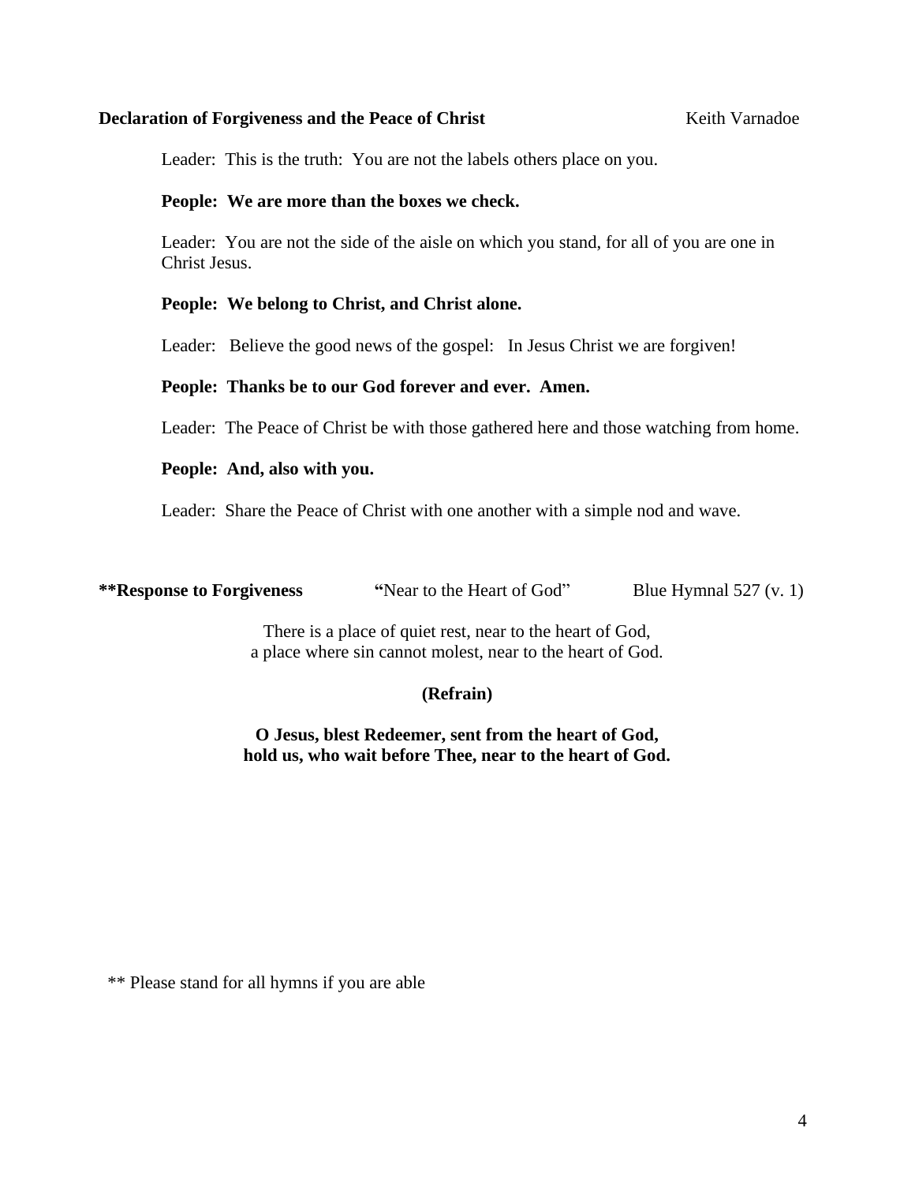**Declaration of Forgiveness and the Peace of Christ** Keith Varnadoe

Leader: This is the truth: You are not the labels others place on you.

**People: We are more than the boxes we check.**

Leader: You are not the side of the aisle on which you stand, for all of you are one in Christ Jesus.

**People: We belong to Christ, and Christ alone.**

Leader: Believe the good news of the gospel: In Jesus Christ we are forgiven!

**People: Thanks be to our God forever and ever. Amen.**

Leader: The Peace of Christ be with those gathered here and those watching from home.

**People: And, also with you.**

Leader: Share the Peace of Christ with one another with a simple nod and wave.

**\*\*Response to Forgiveness** "Near to the Heart of God" Blue Hymnal 527 (v. 1)

There is a place of quiet rest, near to the heart of God,
a place where sin cannot molest, near to the heart of God.

**(Refrain)**

**O Jesus, blest Redeemer, sent from the heart of God,**
**hold us, who wait before Thee, near to the heart of God.**

** Please stand for all hymns if you are able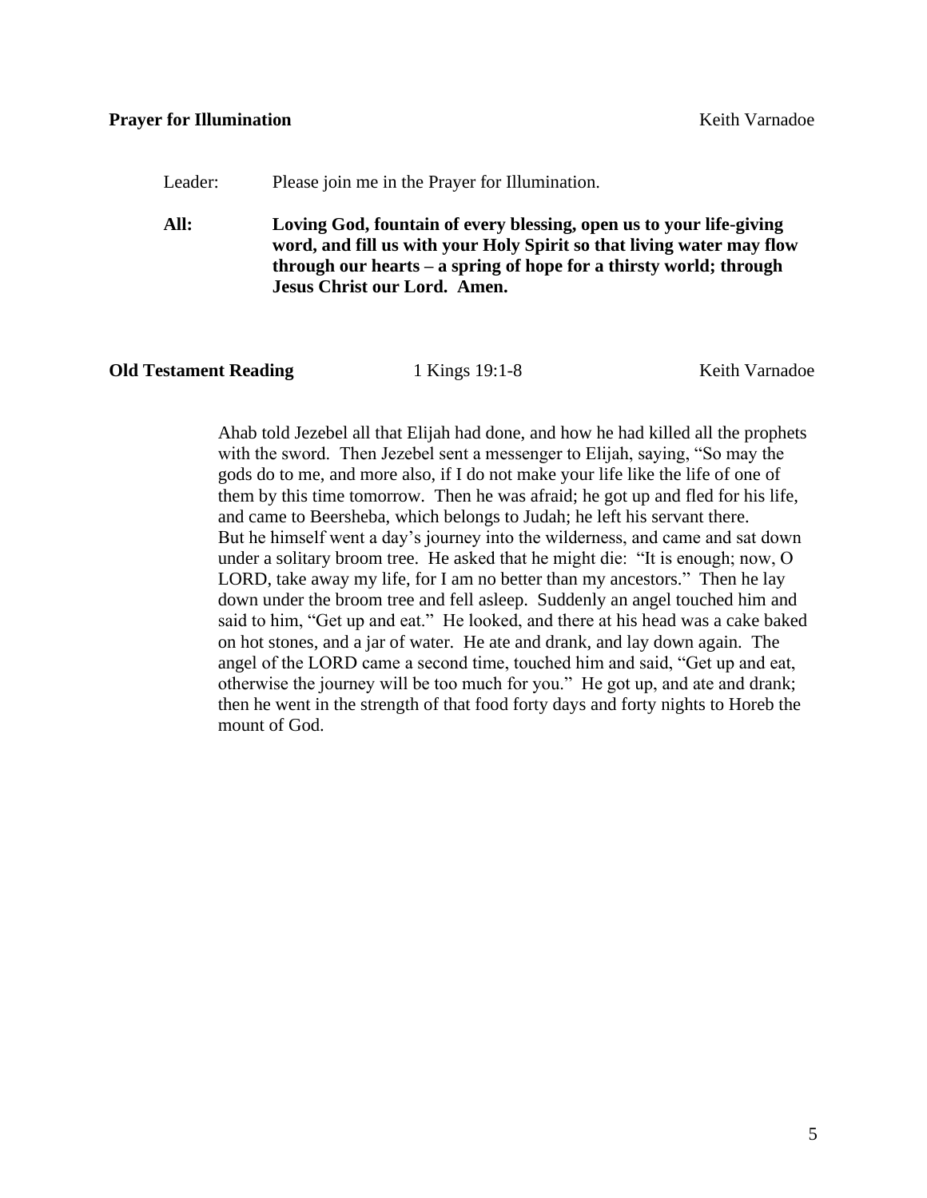**Prayer for Illumination** Keith Varnadoe

Leader: Please join me in the Prayer for Illumination.

**All: Loving God, fountain of every blessing, open us to your life-giving word, and fill us with your Holy Spirit so that living water may flow through our hearts – a spring of hope for a thirsty world; through Jesus Christ our Lord. Amen.**

**Old Testament Reading** 1 Kings 19:1-8 Keith Varnadoe

Ahab told Jezebel all that Elijah had done, and how he had killed all the prophets with the sword. Then Jezebel sent a messenger to Elijah, saying, "So may the gods do to me, and more also, if I do not make your life like the life of one of them by this time tomorrow. Then he was afraid; he got up and fled for his life, and came to Beersheba, which belongs to Judah; he left his servant there. But he himself went a day's journey into the wilderness, and came and sat down under a solitary broom tree. He asked that he might die: "It is enough; now, O LORD, take away my life, for I am no better than my ancestors." Then he lay down under the broom tree and fell asleep. Suddenly an angel touched him and said to him, "Get up and eat." He looked, and there at his head was a cake baked on hot stones, and a jar of water. He ate and drank, and lay down again. The angel of the LORD came a second time, touched him and said, "Get up and eat, otherwise the journey will be too much for you." He got up, and ate and drank; then he went in the strength of that food forty days and forty nights to Horeb the mount of God.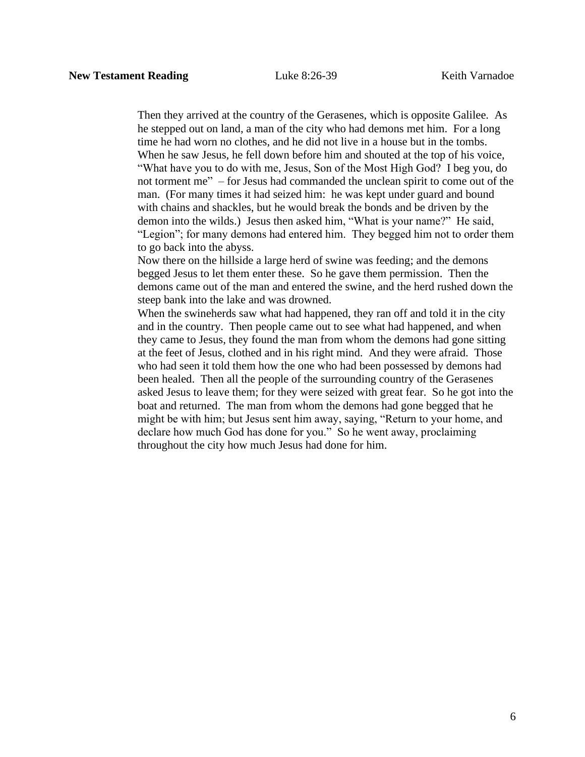**New Testament Reading** Luke 8:26-39 Keith Varnadoe

Then they arrived at the country of the Gerasenes, which is opposite Galilee. As he stepped out on land, a man of the city who had demons met him. For a long time he had worn no clothes, and he did not live in a house but in the tombs. When he saw Jesus, he fell down before him and shouted at the top of his voice, "What have you to do with me, Jesus, Son of the Most High God? I beg you, do not torment me" – for Jesus had commanded the unclean spirit to come out of the man. (For many times it had seized him: he was kept under guard and bound with chains and shackles, but he would break the bonds and be driven by the demon into the wilds.) Jesus then asked him, "What is your name?" He said, "Legion"; for many demons had entered him. They begged him not to order them to go back into the abyss.

Now there on the hillside a large herd of swine was feeding; and the demons begged Jesus to let them enter these. So he gave them permission. Then the demons came out of the man and entered the swine, and the herd rushed down the steep bank into the lake and was drowned.

When the swineherds saw what had happened, they ran off and told it in the city and in the country. Then people came out to see what had happened, and when they came to Jesus, they found the man from whom the demons had gone sitting at the feet of Jesus, clothed and in his right mind. And they were afraid. Those who had seen it told them how the one who had been possessed by demons had been healed. Then all the people of the surrounding country of the Gerasenes asked Jesus to leave them; for they were seized with great fear. So he got into the boat and returned. The man from whom the demons had gone begged that he might be with him; but Jesus sent him away, saying, "Return to your home, and declare how much God has done for you." So he went away, proclaiming throughout the city how much Jesus had done for him.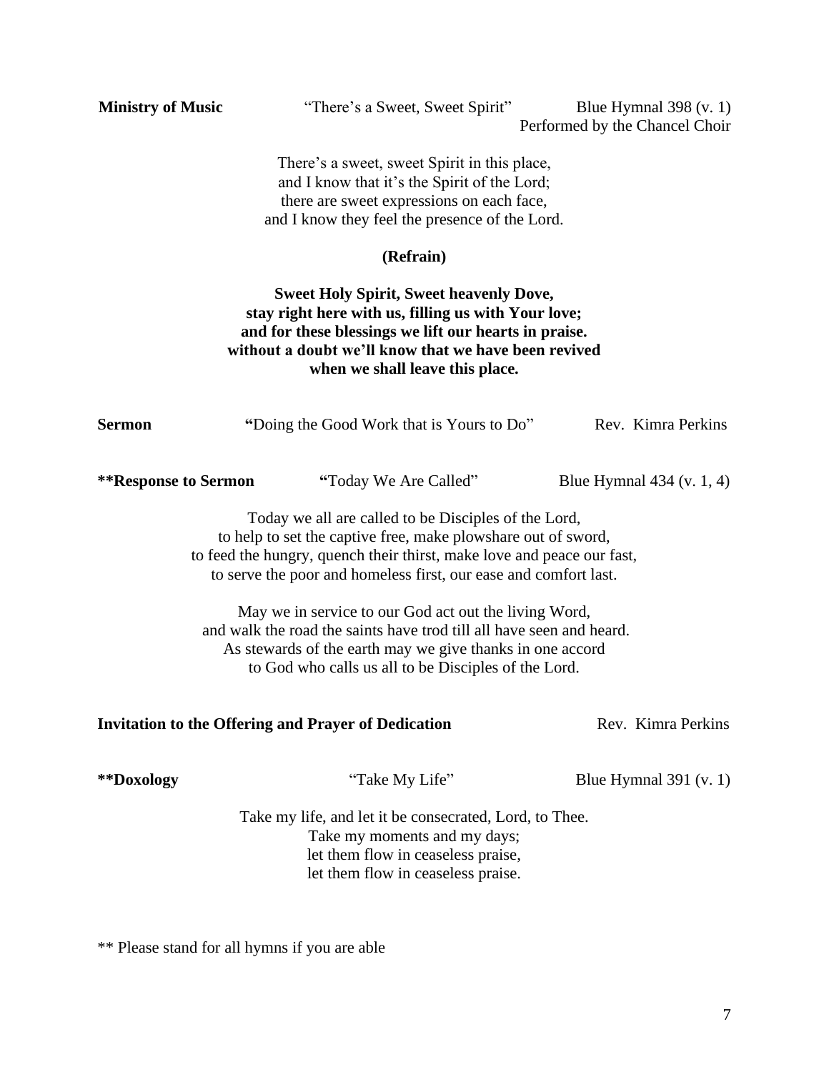**Ministry of Music** "There's a Sweet, Sweet Spirit" Blue Hymnal 398 (v. 1)
Performed by the Chancel Choir

There's a sweet, sweet Spirit in this place,
and I know that it's the Spirit of the Lord;
there are sweet expressions on each face,
and I know they feel the presence of the Lord.

**(Refrain)**

**Sweet Holy Spirit, Sweet heavenly Dove,**
**stay right here with us, filling us with Your love;**
**and for these blessings we lift our hearts in praise.**
**without a doubt we'll know that we have been revived**
**when we shall leave this place.**

**Sermon** **"**Doing the Good Work that is Yours to Do" Rev. Kimra Perkins

**\*\*Response to Sermon** **"**Today We Are Called" Blue Hymnal 434 (v. 1, 4)

Today we all are called to be Disciples of the Lord,
to help to set the captive free, make plowshare out of sword,
to feed the hungry, quench their thirst, make love and peace our fast,
to serve the poor and homeless first, our ease and comfort last.

May we in service to our God act out the living Word,
and walk the road the saints have trod till all have seen and heard.
As stewards of the earth may we give thanks in one accord
to God who calls us all to be Disciples of the Lord.

**Invitation to the Offering and Prayer of Dedication** Rev. Kimra Perkins

**\*\*Doxology** "Take My Life" Blue Hymnal 391 (v. 1)

Take my life, and let it be consecrated, Lord, to Thee.
Take my moments and my days;
let them flow in ceaseless praise,
let them flow in ceaseless praise.

** Please stand for all hymns if you are able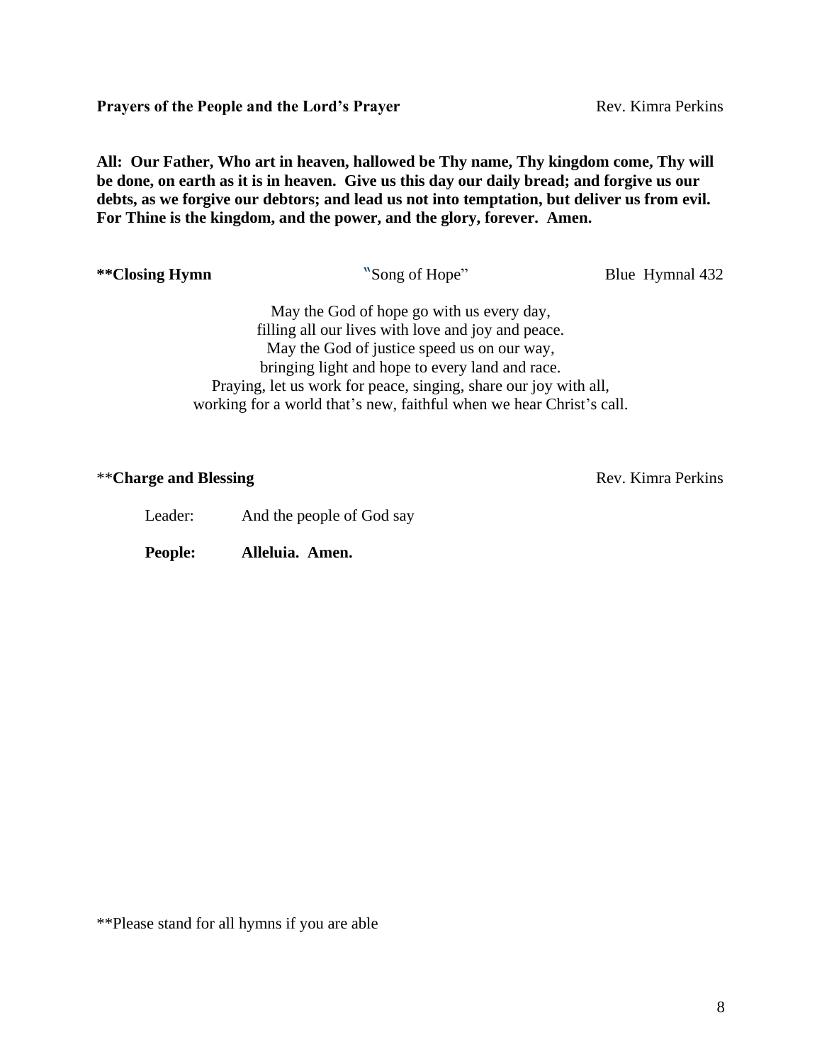**Prayers of the People and the Lord's Prayer** Rev. Kimra Perkins

**All: Our Father, Who art in heaven, hallowed be Thy name, Thy kingdom come, Thy will be done, on earth as it is in heaven. Give us this day our daily bread; and forgive us our debts, as we forgive our debtors; and lead us not into temptation, but deliver us from evil. For Thine is the kingdom, and the power, and the glory, forever. Amen.**

**\*\*Closing Hymn** "Song of Hope" Blue Hymnal 432

May the God of hope go with us every day,
filling all our lives with love and joy and peace.
May the God of justice speed us on our way,
bringing light and hope to every land and race.
Praying, let us work for peace, singing, share our joy with all,
working for a world that's new, faithful when we hear Christ's call.

\*\***Charge and Blessing** Rev. Kimra Perkins

Leader: And the people of God say

**People: Alleluia. Amen.**

\*\*Please stand for all hymns if you are able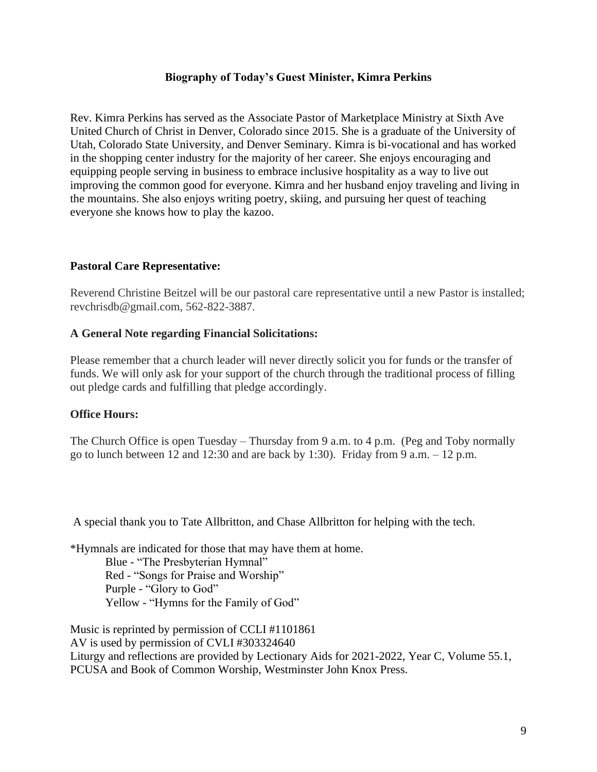### Biography of Today's Guest Minister, Kimra Perkins

Rev. Kimra Perkins has served as the Associate Pastor of Marketplace Ministry at Sixth Ave United Church of Christ in Denver, Colorado since 2015. She is a graduate of the University of Utah, Colorado State University, and Denver Seminary. Kimra is bi-vocational and has worked in the shopping center industry for the majority of her career. She enjoys encouraging and equipping people serving in business to embrace inclusive hospitality as a way to live out improving the common good for everyone. Kimra and her husband enjoy traveling and living in the mountains. She also enjoys writing poetry, skiing, and pursuing her quest of teaching everyone she knows how to play the kazoo.

**Pastoral Care Representative:**

Reverend Christine Beitzel will be our pastoral care representative until a new Pastor is installed; revchrisdb@gmail.com, 562-822-3887.

**A General Note regarding Financial Solicitations:**

Please remember that a church leader will never directly solicit you for funds or the transfer of funds. We will only ask for your support of the church through the traditional process of filling out pledge cards and fulfilling that pledge accordingly.

**Office Hours:**

The Church Office is open Tuesday – Thursday from 9 a.m. to 4 p.m. (Peg and Toby normally go to lunch between 12 and 12:30 and are back by 1:30). Friday from 9 a.m. – 12 p.m.

A special thank you to Tate Allbritton, and Chase Allbritton for helping with the tech.

*Hymnals are indicated for those that may have them at home.

Blue - "The Presbyterian Hymnal"
Red - "Songs for Praise and Worship"
Purple - "Glory to God"
Yellow - "Hymns for the Family of God"

Music is reprinted by permission of CCLI #1101861
AV is used by permission of CVLI #303324640
Liturgy and reflections are provided by Lectionary Aids for 2021-2022, Year C, Volume 55.1, PCUSA and Book of Common Worship, Westminster John Knox Press.